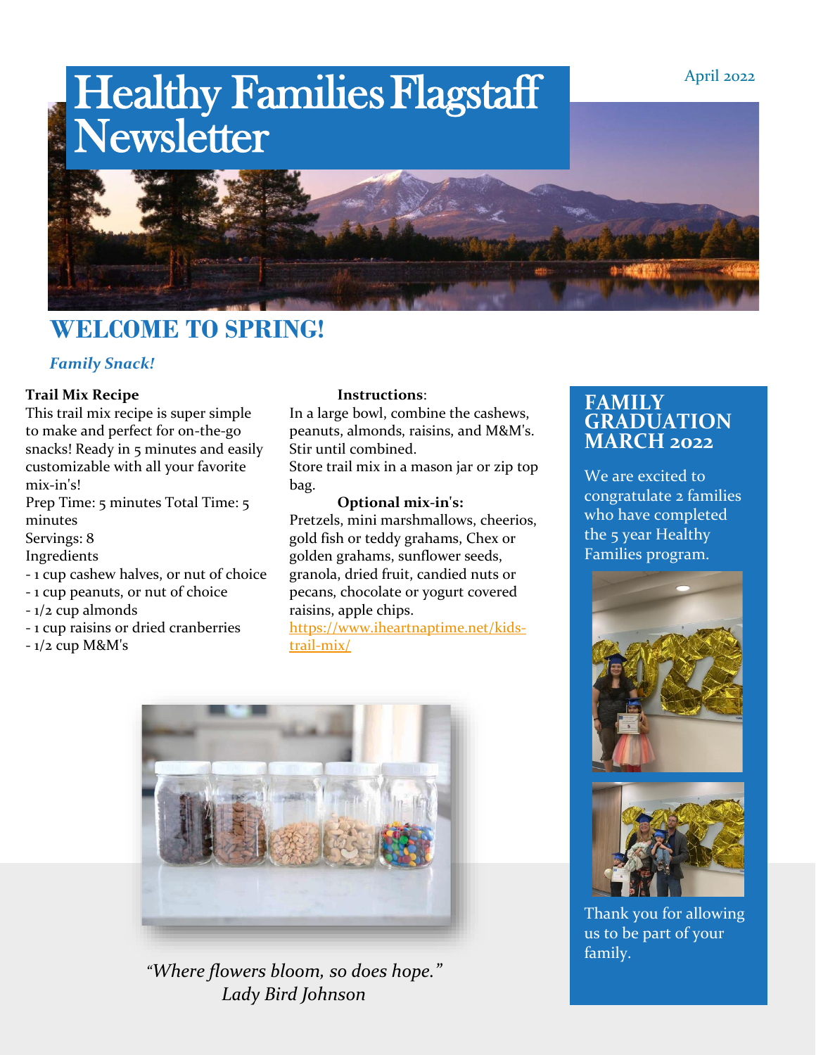April 2022

# Healthy Families Flagstaff Newsletter

## WELCOME TO SPRING!

### *Family Snack!*

**Trail Mix Recipe**

This trail mix recipe is super simple to make and perfect for on-the-go snacks! Ready in 5 minutes and easily customizable with all your favorite mix-in's!

Prep Time: 5 minutes Total Time: 5 minutes

Servings: 8

Ingredients

- 1 cup cashew halves, or nut of choice
- 1 cup peanuts, or nut of choice
- 1/2 cup almonds
- 1 cup raisins or dried cranberries
- 1/2 cup M&M's

**Instructions**:

In a large bowl, combine the cashews, peanuts, almonds, raisins, and M&M's. Stir until combined.

Store trail mix in a mason jar or zip top bag.

**Optional mix-in's:**

Pretzels, mini marshmallows, cheerios, gold fish or teddy grahams, Chex or golden grahams, sunflower seeds, granola, dried fruit, candied nuts or pecans, chocolate or yogurt covered raisins, apple chips.

https://www.iheartnaptime.net/kids-trail-mix/

*"Where flowers bloom, so does hope."*
*Lady Bird Johnson*

## FAMILY GRADUATION MARCH 2022

We are excited to congratulate 2 families who have completed the 5 year Healthy Families program.

Thank you for allowing us to be part of your family.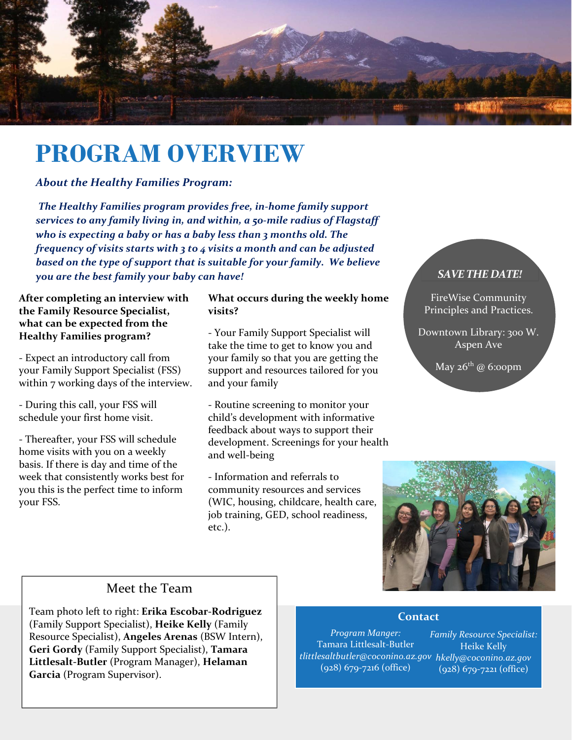# PROGRAM OVERVIEW

***About the Healthy Families Program:***

***The Healthy Families program provides free, in-home family support services to any family living in, and within, a 50-mile radius of Flagstaff who is expecting a baby or has a baby less than 3 months old. The frequency of visits starts with 3 to 4 visits a month and can be adjusted based on the type of support that is suitable for your family. We believe you are the best family your baby can have!***

**After completing an interview with the Family Resource Specialist, what can be expected from the Healthy Families program?**

- Expect an introductory call from your Family Support Specialist (FSS) within 7 working days of the interview.

- During this call, your FSS will schedule your first home visit.

- Thereafter, your FSS will schedule home visits with you on a weekly basis. If there is day and time of the week that consistently works best for you this is the perfect time to inform your FSS.

**What occurs during the weekly home visits?**

- Your Family Support Specialist will take the time to get to know you and your family so that you are getting the support and resources tailored for you and your family

- Routine screening to monitor your child's development with informative feedback about ways to support their development. Screenings for your health and well-being

- Information and referrals to community resources and services (WIC, housing, childcare, health care, job training, GED, school readiness, etc.).

***SAVE THE DATE!***

FireWise Community Principles and Practices.

Downtown Library: 300 W. Aspen Ave

May 26th @ 6:00pm

## Meet the Team

Team photo left to right: **Erika Escobar-Rodriguez** (Family Support Specialist), **Heike Kelly** (Family Resource Specialist), **Angeles Arenas** (BSW Intern), **Geri Gordy** (Family Support Specialist), **Tamara Littlesalt-Butler** (Program Manager), **Helaman Garcia** (Program Supervisor).

## Contact

*Program Manger:*
Tamara Littlesalt-Butler
*tlittlesaltbutler@coconino.az.gov*
(928) 679-7216 (office)

*Family Resource Specialist:*
Heike Kelly
*hkelly@coconino.az.gov*
(928) 679-7221 (office)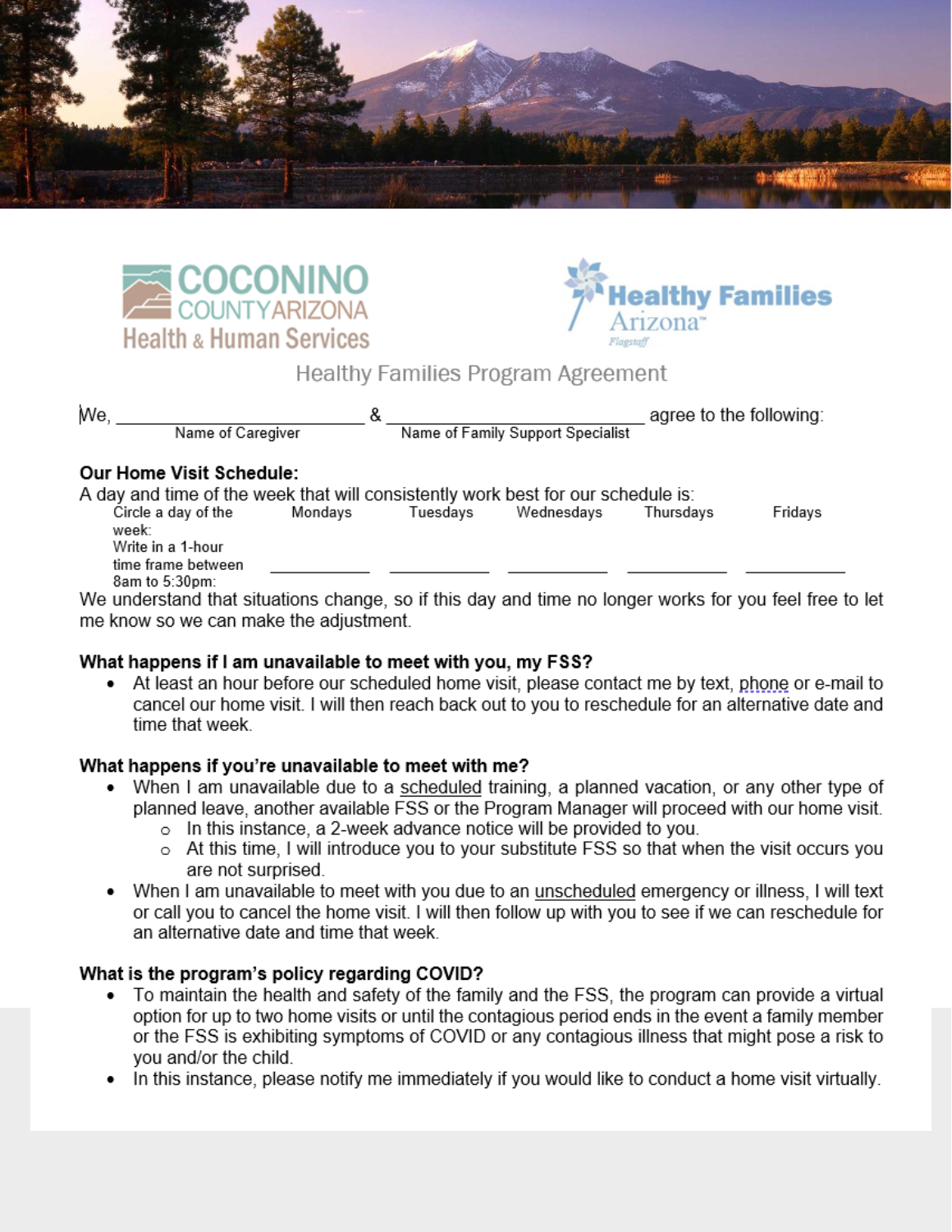COCONINO COUNTY ARIZONA Health & Human Services

Healthy Families Arizona Flagstaff

# Healthy Families Program Agreement

We, ______________________ & ______________________ agree to the following:

Name of Caregiver | Name of Family Support Specialist

### Our Home Visit Schedule:

A day and time of the week that will consistently work best for our schedule is:

| Circle a day of the week: | Mondays | Tuesdays | Wednesdays | Thursdays | Fridays |
| --- | --- | --- | --- | --- | --- |
| Write in a 1-hour time frame between 8am to 5:30pm: | __________ | __________ | __________ | __________ | __________ |

We understand that situations change, so if this day and time no longer works for you feel free to let me know so we can make the adjustment.

### What happens if I am unavailable to meet with you, my FSS?

- At least an hour before our scheduled home visit, please contact me by text, phone or e-mail to cancel our home visit. I will then reach back out to you to reschedule for an alternative date and time that week.

### What happens if you're unavailable to meet with me?

- When I am unavailable due to a <u>scheduled</u> training, a planned vacation, or any other type of planned leave, another available FSS or the Program Manager will proceed with our home visit.
  - In this instance, a 2-week advance notice will be provided to you.
  - At this time, I will introduce you to your substitute FSS so that when the visit occurs you are not surprised.
- When I am unavailable to meet with you due to an <u>unscheduled</u> emergency or illness, I will text or call you to cancel the home visit. I will then follow up with you to see if we can reschedule for an alternative date and time that week.

### What is the program's policy regarding COVID?

- To maintain the health and safety of the family and the FSS, the program can provide a virtual option for up to two home visits or until the contagious period ends in the event a family member or the FSS is exhibiting symptoms of COVID or any contagious illness that might pose a risk to you and/or the child.
- In this instance, please notify me immediately if you would like to conduct a home visit virtually.